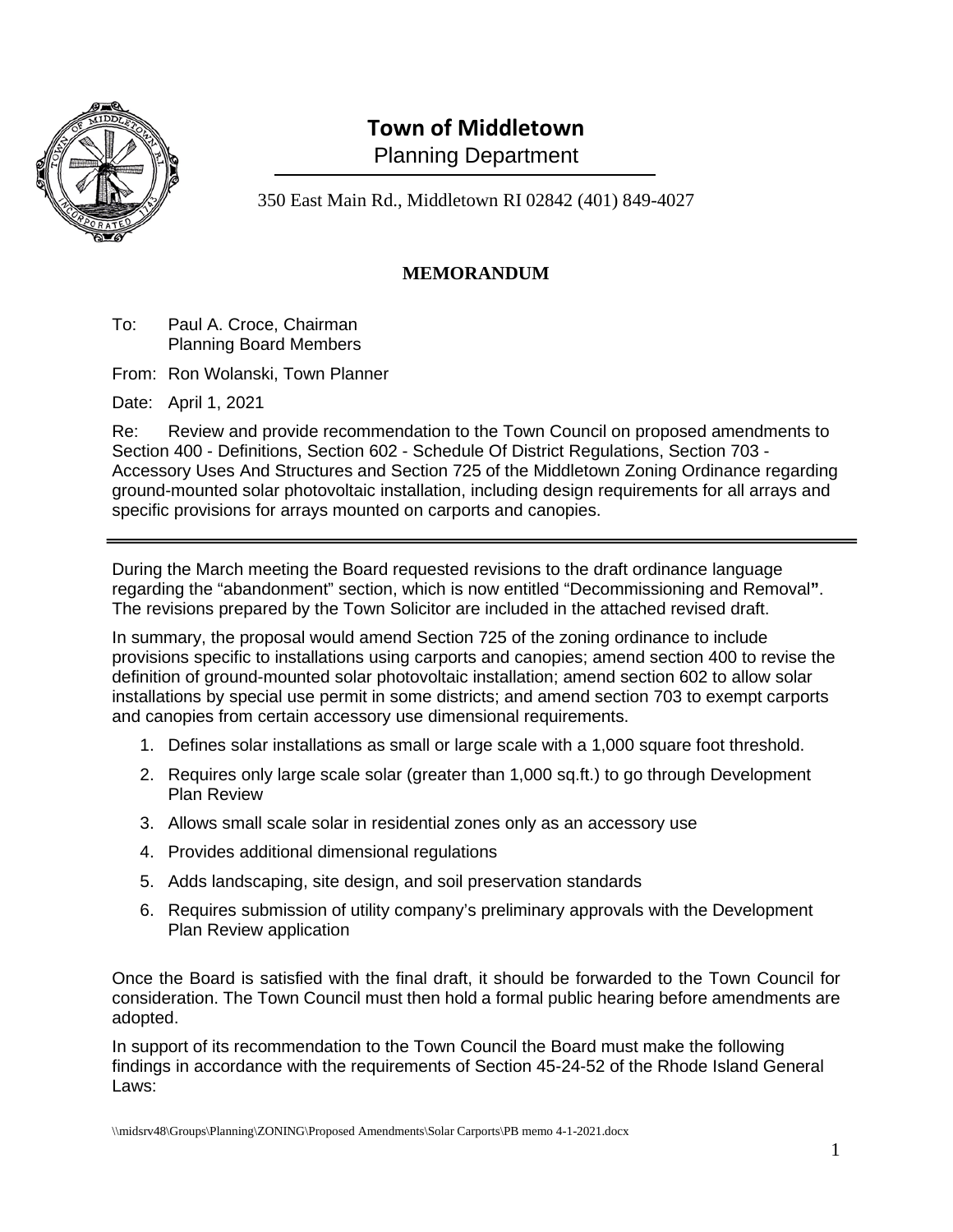# Town of Middletown

Planning Department

350 East Main Rd., Middletown RI 02842 (401) 849-4027

## MEMORANDUM

To: Paul A. Croce, Chairman
Planning Board Members

From: Ron Wolanski, Town Planner

Date: April 1, 2021

Re: Review and provide recommendation to the Town Council on proposed amendments to Section 400 - Definitions, Section 602 - Schedule Of District Regulations, Section 703 - Accessory Uses And Structures and Section 725 of the Middletown Zoning Ordinance regarding ground-mounted solar photovoltaic installation, including design requirements for all arrays and specific provisions for arrays mounted on carports and canopies.

---

During the March meeting the Board requested revisions to the draft ordinance language regarding the "abandonment" section, which is now entitled "Decommissioning and Removal**"**. The revisions prepared by the Town Solicitor are included in the attached revised draft.

In summary, the proposal would amend Section 725 of the zoning ordinance to include provisions specific to installations using carports and canopies; amend section 400 to revise the definition of ground-mounted solar photovoltaic installation; amend section 602 to allow solar installations by special use permit in some districts; and amend section 703 to exempt carports and canopies from certain accessory use dimensional requirements.

1. Defines solar installations as small or large scale with a 1,000 square foot threshold.
2. Requires only large scale solar (greater than 1,000 sq.ft.) to go through Development Plan Review
3. Allows small scale solar in residential zones only as an accessory use
4. Provides additional dimensional regulations
5. Adds landscaping, site design, and soil preservation standards
6. Requires submission of utility company's preliminary approvals with the Development Plan Review application

Once the Board is satisfied with the final draft, it should be forwarded to the Town Council for consideration. The Town Council must then hold a formal public hearing before amendments are adopted.

In support of its recommendation to the Town Council the Board must make the following findings in accordance with the requirements of Section 45-24-52 of the Rhode Island General Laws:

\\midsrv48\Groups\Planning\ZONING\Proposed Amendments\Solar Carports\PB memo 4-1-2021.docx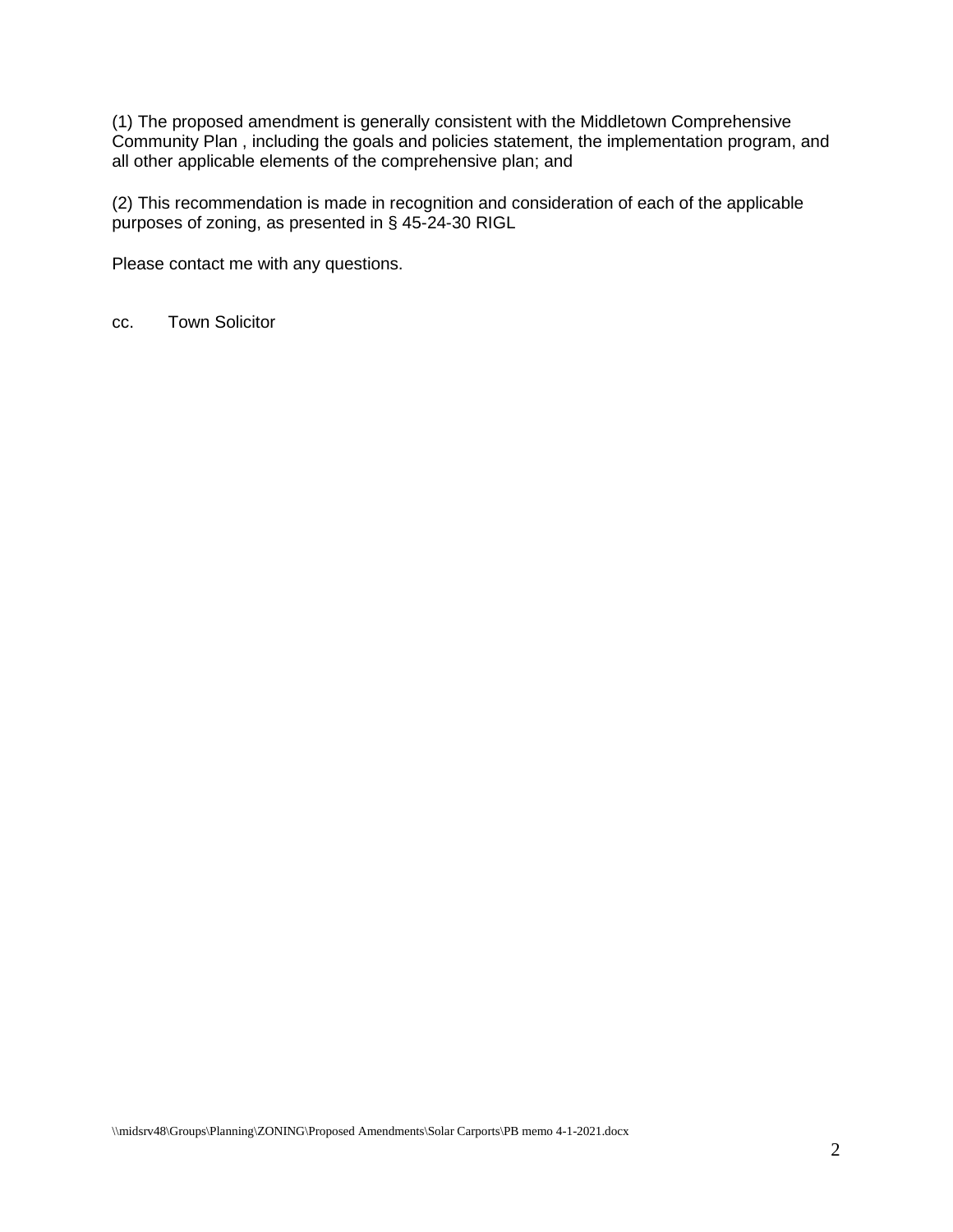(1) The proposed amendment is generally consistent with the Middletown Comprehensive Community Plan , including the goals and policies statement, the implementation program, and all other applicable elements of the comprehensive plan; and

(2) This recommendation is made in recognition and consideration of each of the applicable purposes of zoning, as presented in § 45-24-30 RIGL

Please contact me with any questions.

cc. Town Solicitor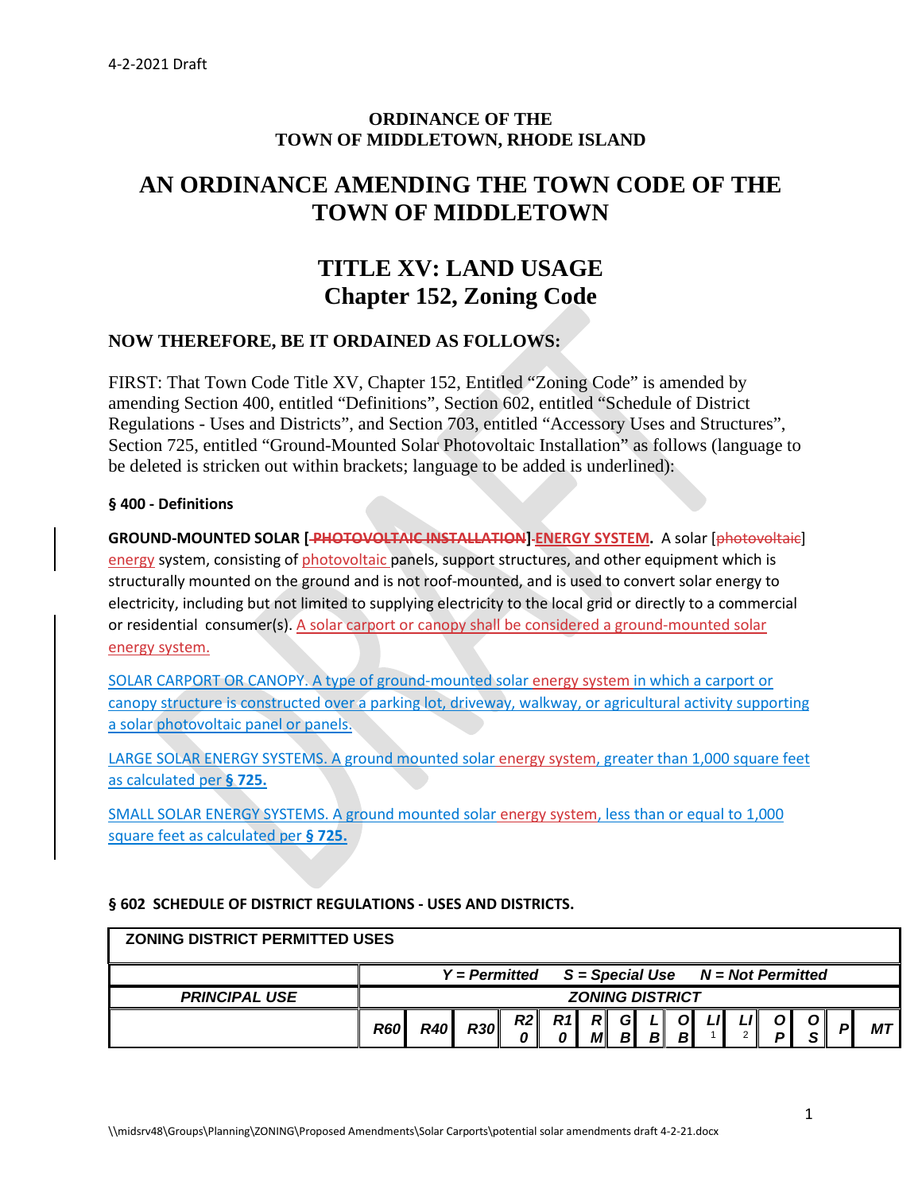4-2-2021 Draft

**ORDINANCE OF THE**
**TOWN OF MIDDLETOWN, RHODE ISLAND**

# AN ORDINANCE AMENDING THE TOWN CODE OF THE TOWN OF MIDDLETOWN

# TITLE XV: LAND USAGE
# Chapter 152, Zoning Code

**NOW THEREFORE, BE IT ORDAINED AS FOLLOWS:**

FIRST: That Town Code Title XV, Chapter 152, Entitled "Zoning Code" is amended by amending Section 400, entitled "Definitions", Section 602, entitled "Schedule of District Regulations - Uses and Districts", and Section 703, entitled "Accessory Uses and Structures", Section 725, entitled "Ground-Mounted Solar Photovoltaic Installation" as follows (language to be deleted is stricken out within brackets; language to be added is underlined):

**§ 400 - Definitions**

**GROUND-MOUNTED SOLAR [~~PHOTOVOLTAIC INSTALLATION~~] ENERGY SYSTEM.** A solar [~~photovoltaic~~] energy system, consisting of photovoltaic panels, support structures, and other equipment which is structurally mounted on the ground and is not roof-mounted, and is used to convert solar energy to electricity, including but not limited to supplying electricity to the local grid or directly to a commercial or residential consumer(s). A solar carport or canopy shall be considered a ground-mounted solar energy system.

SOLAR CARPORT OR CANOPY. A type of ground-mounted solar energy system in which a carport or canopy structure is constructed over a parking lot, driveway, walkway, or agricultural activity supporting a solar photovoltaic panel or panels.

LARGE SOLAR ENERGY SYSTEMS. A ground mounted solar energy system, greater than 1,000 square feet as calculated per **§ 725.**

SMALL SOLAR ENERGY SYSTEMS. A ground mounted solar energy system, less than or equal to 1,000 square feet as calculated per **§ 725.**

**§ 602 SCHEDULE OF DISTRICT REGULATIONS - USES AND DISTRICTS.**

| ZONING DISTRICT PERMITTED USES | | | | | | | | | | | | | | | |
|---|---|---|---|---|---|---|---|---|---|---|---|---|---|---|---|
| | *Y = Permitted S = Special Use N = Not Permitted* | | | | | | | | | | | | | | |
| ***PRINCIPAL USE*** | ***ZONING DISTRICT*** | | | | | | | | | | | | | | |
| | ***R60*** | ***R40*** | ***R30*** | ***R20*** | ***R10*** | ***RM*** | ***GB*** | ***LB*** | ***OB*** | ***LI1*** | ***LI2*** | ***OP*** | ***OS*** | ***P*** | ***MT*** |

\\midsrv48\Groups\Planning\ZONING\Proposed Amendments\Solar Carports\potential solar amendments draft 4-2-21.docx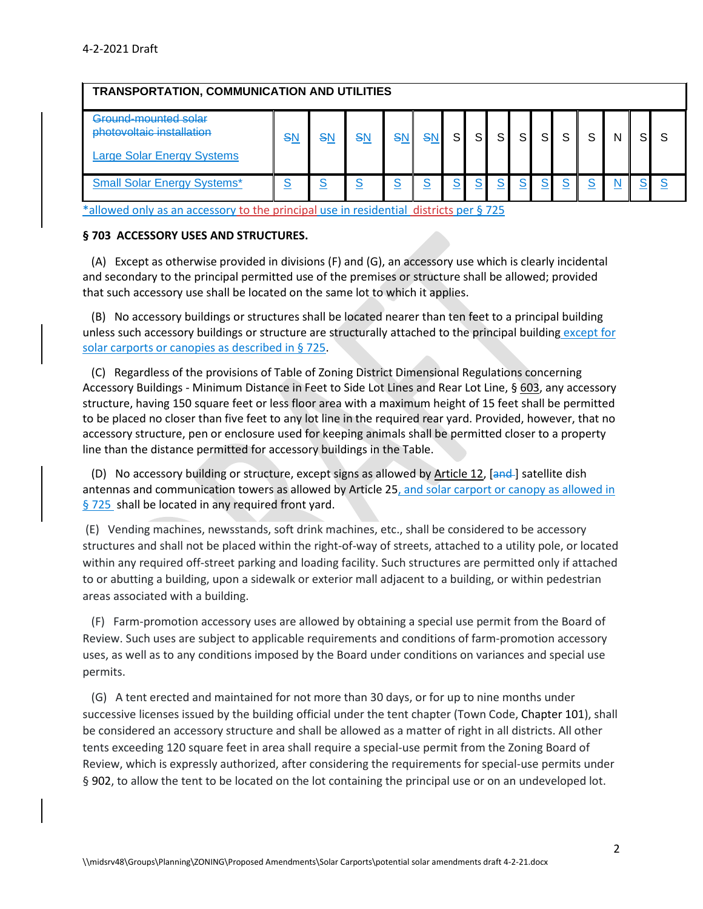4-2-2021 Draft

| TRANSPORTATION, COMMUNICATION AND UTILITIES | | | | | | | | | | | | | | | |
|---|---|---|---|---|---|---|---|---|---|---|---|---|---|---|---|
| ~~Ground-mounted solar photovoltaic installation~~ Large Solar Energy Systems | ~~S~~N | ~~S~~N | ~~S~~N | ~~S~~N | ~~S~~N | S | S | S | S | S | S | S | N | S | S |
| Small Solar Energy Systems* | S | S | S | S | S | S | S | S | S | S | S | S | N | S | S |

*allowed only as an accessory to the principal use in residential districts per § 725

**§ 703 ACCESSORY USES AND STRUCTURES.**

(A) Except as otherwise provided in divisions (F) and (G), an accessory use which is clearly incidental and secondary to the principal permitted use of the premises or structure shall be allowed; provided that such accessory use shall be located on the same lot to which it applies.

(B) No accessory buildings or structures shall be located nearer than ten feet to a principal building unless such accessory buildings or structure are structurally attached to the principal building except for solar carports or canopies as described in § 725.

(C) Regardless of the provisions of Table of Zoning District Dimensional Regulations concerning Accessory Buildings - Minimum Distance in Feet to Side Lot Lines and Rear Lot Line, § 603, any accessory structure, having 150 square feet or less floor area with a maximum height of 15 feet shall be permitted to be placed no closer than five feet to any lot line in the required rear yard. Provided, however, that no accessory structure, pen or enclosure used for keeping animals shall be permitted closer to a property line than the distance permitted for accessory buildings in the Table.

(D) No accessory building or structure, except signs as allowed by Article 12, [~~and~~ ] satellite dish antennas and communication towers as allowed by Article 25, and solar carport or canopy as allowed in § 725 shall be located in any required front yard.

(E) Vending machines, newsstands, soft drink machines, etc., shall be considered to be accessory structures and shall not be placed within the right-of-way of streets, attached to a utility pole, or located within any required off-street parking and loading facility. Such structures are permitted only if attached to or abutting a building, upon a sidewalk or exterior mall adjacent to a building, or within pedestrian areas associated with a building.

(F) Farm-promotion accessory uses are allowed by obtaining a special use permit from the Board of Review. Such uses are subject to applicable requirements and conditions of farm-promotion accessory uses, as well as to any conditions imposed by the Board under conditions on variances and special use permits.

(G) A tent erected and maintained for not more than 30 days, or for up to nine months under successive licenses issued by the building official under the tent chapter (Town Code, Chapter 101), shall be considered an accessory structure and shall be allowed as a matter of right in all districts. All other tents exceeding 120 square feet in area shall require a special-use permit from the Zoning Board of Review, which is expressly authorized, after considering the requirements for special-use permits under § 902, to allow the tent to be located on the lot containing the principal use or on an undeveloped lot.

\\midsrv48\Groups\Planning\ZONING\Proposed Amendments\Solar Carports\potential solar amendments draft 4-2-21.docx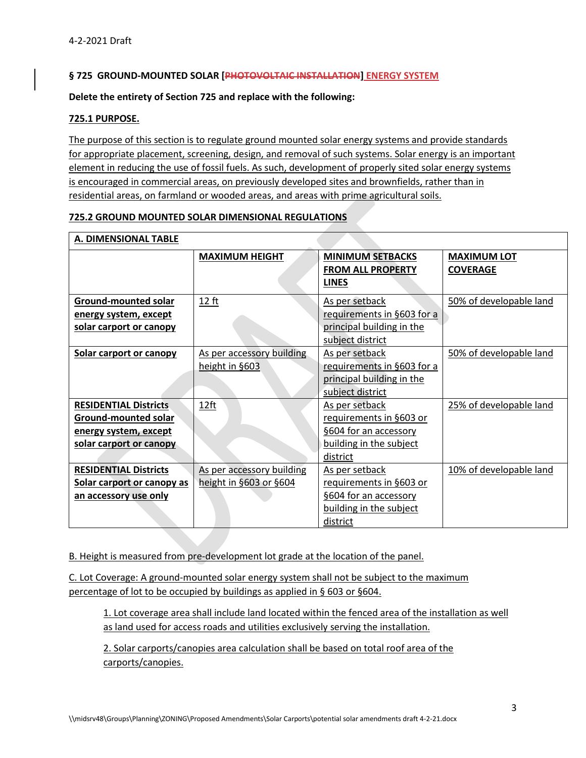4-2-2021 Draft

## § 725 GROUND-MOUNTED SOLAR [~~PHOTOVOLTAIC INSTALLATION~~] ENERGY SYSTEM

**Delete the entirety of Section 725 and replace with the following:**

### 725.1 PURPOSE.

The purpose of this section is to regulate ground mounted solar energy systems and provide standards for appropriate placement, screening, design, and removal of such systems. Solar energy is an important element in reducing the use of fossil fuels. As such, development of properly sited solar energy systems is encouraged in commercial areas, on previously developed sites and brownfields, rather than in residential areas, on farmland or wooded areas, and areas with prime agricultural soils.

### 725.2 GROUND MOUNTED SOLAR DIMENSIONAL REGULATIONS

**A. DIMENSIONAL TABLE**

| | **MAXIMUM HEIGHT** | **MINIMUM SETBACKS FROM ALL PROPERTY LINES** | **MAXIMUM LOT COVERAGE** |
|---|---|---|---|
| **Ground-mounted solar energy system, except solar carport or canopy** | 12 ft | As per setback requirements in §603 for a principal building in the subject district | 50% of developable land |
| **Solar carport or canopy** | As per accessory building height in §603 | As per setback requirements in §603 for a principal building in the subject district | 50% of developable land |
| **RESIDENTIAL Districts Ground-mounted solar energy system, except solar carport or canopy** | 12ft | As per setback requirements in §603 or §604 for an accessory building in the subject district | 25% of developable land |
| **RESIDENTIAL Districts Solar carport or canopy as an accessory use only** | As per accessory building height in §603 or §604 | As per setback requirements in §603 or §604 for an accessory building in the subject district | 10% of developable land |

B. Height is measured from pre-development lot grade at the location of the panel.

C. Lot Coverage: A ground-mounted solar energy system shall not be subject to the maximum percentage of lot to be occupied by buildings as applied in § 603 or §604.

1. Lot coverage area shall include land located within the fenced area of the installation as well as land used for access roads and utilities exclusively serving the installation.

2. Solar carports/canopies area calculation shall be based on total roof area of the carports/canopies.

\\midsrv48\Groups\Planning\ZONING\Proposed Amendments\Solar Carports\potential solar amendments draft 4-2-21.docx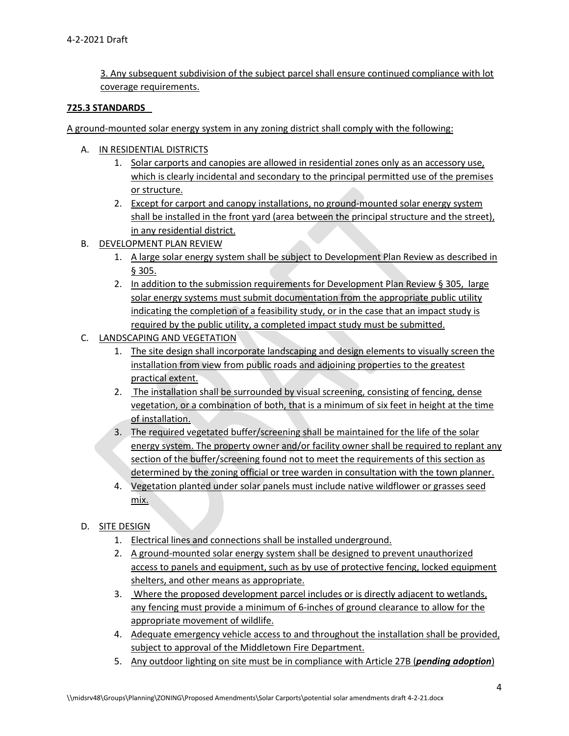3. Any subsequent subdivision of the subject parcel shall ensure continued compliance with lot coverage requirements.

**725.3 STANDARDS**

A ground-mounted solar energy system in any zoning district shall comply with the following:

A. IN RESIDENTIAL DISTRICTS
   1. Solar carports and canopies are allowed in residential zones only as an accessory use, which is clearly incidental and secondary to the principal permitted use of the premises or structure.
   2. Except for carport and canopy installations, no ground-mounted solar energy system shall be installed in the front yard (area between the principal structure and the street), in any residential district.

B. DEVELOPMENT PLAN REVIEW
   1. A large solar energy system shall be subject to Development Plan Review as described in § 305.
   2. In addition to the submission requirements for Development Plan Review § 305, large solar energy systems must submit documentation from the appropriate public utility indicating the completion of a feasibility study, or in the case that an impact study is required by the public utility, a completed impact study must be submitted.

C. LANDSCAPING AND VEGETATION
   1. The site design shall incorporate landscaping and design elements to visually screen the installation from view from public roads and adjoining properties to the greatest practical extent.
   2. The installation shall be surrounded by visual screening, consisting of fencing, dense vegetation, or a combination of both, that is a minimum of six feet in height at the time of installation.
   3. The required vegetated buffer/screening shall be maintained for the life of the solar energy system. The property owner and/or facility owner shall be required to replant any section of the buffer/screening found not to meet the requirements of this section as determined by the zoning official or tree warden in consultation with the town planner.
   4. Vegetation planted under solar panels must include native wildflower or grasses seed mix.

D. SITE DESIGN
   1. Electrical lines and connections shall be installed underground.
   2. A ground-mounted solar energy system shall be designed to prevent unauthorized access to panels and equipment, such as by use of protective fencing, locked equipment shelters, and other means as appropriate.
   3. Where the proposed development parcel includes or is directly adjacent to wetlands, any fencing must provide a minimum of 6-inches of ground clearance to allow for the appropriate movement of wildlife.
   4. Adequate emergency vehicle access to and throughout the installation shall be provided, subject to approval of the Middletown Fire Department.
   5. Any outdoor lighting on site must be in compliance with Article 27B (***pending adoption***)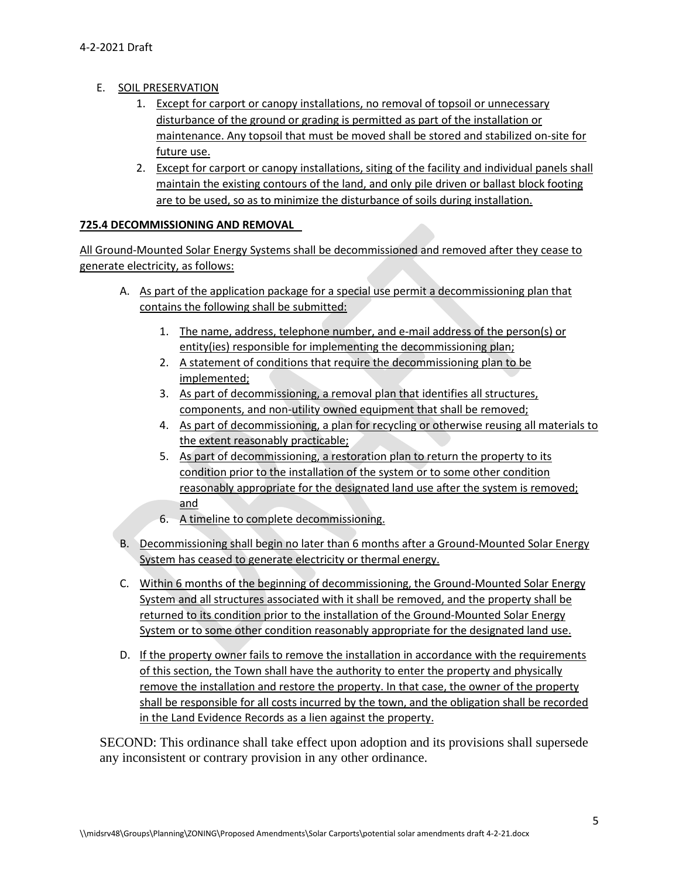E. SOIL PRESERVATION

1. Except for carport or canopy installations, no removal of topsoil or unnecessary disturbance of the ground or grading is permitted as part of the installation or maintenance. Any topsoil that must be moved shall be stored and stabilized on-site for future use.
2. Except for carport or canopy installations, siting of the facility and individual panels shall maintain the existing contours of the land, and only pile driven or ballast block footing are to be used, so as to minimize the disturbance of soils during installation.

**725.4 DECOMMISSIONING AND REMOVAL**

All Ground-Mounted Solar Energy Systems shall be decommissioned and removed after they cease to generate electricity, as follows:

A. As part of the application package for a special use permit a decommissioning plan that contains the following shall be submitted:

1. The name, address, telephone number, and e-mail address of the person(s) or entity(ies) responsible for implementing the decommissioning plan;
2. A statement of conditions that require the decommissioning plan to be implemented;
3. As part of decommissioning, a removal plan that identifies all structures, components, and non-utility owned equipment that shall be removed;
4. As part of decommissioning, a plan for recycling or otherwise reusing all materials to the extent reasonably practicable;
5. As part of decommissioning, a restoration plan to return the property to its condition prior to the installation of the system or to some other condition reasonably appropriate for the designated land use after the system is removed; and
6. A timeline to complete decommissioning.

B. Decommissioning shall begin no later than 6 months after a Ground-Mounted Solar Energy System has ceased to generate electricity or thermal energy.

C. Within 6 months of the beginning of decommissioning, the Ground-Mounted Solar Energy System and all structures associated with it shall be removed, and the property shall be returned to its condition prior to the installation of the Ground-Mounted Solar Energy System or to some other condition reasonably appropriate for the designated land use.

D. If the property owner fails to remove the installation in accordance with the requirements of this section, the Town shall have the authority to enter the property and physically remove the installation and restore the property. In that case, the owner of the property shall be responsible for all costs incurred by the town, and the obligation shall be recorded in the Land Evidence Records as a lien against the property.

SECOND: This ordinance shall take effect upon adoption and its provisions shall supersede any inconsistent or contrary provision in any other ordinance.